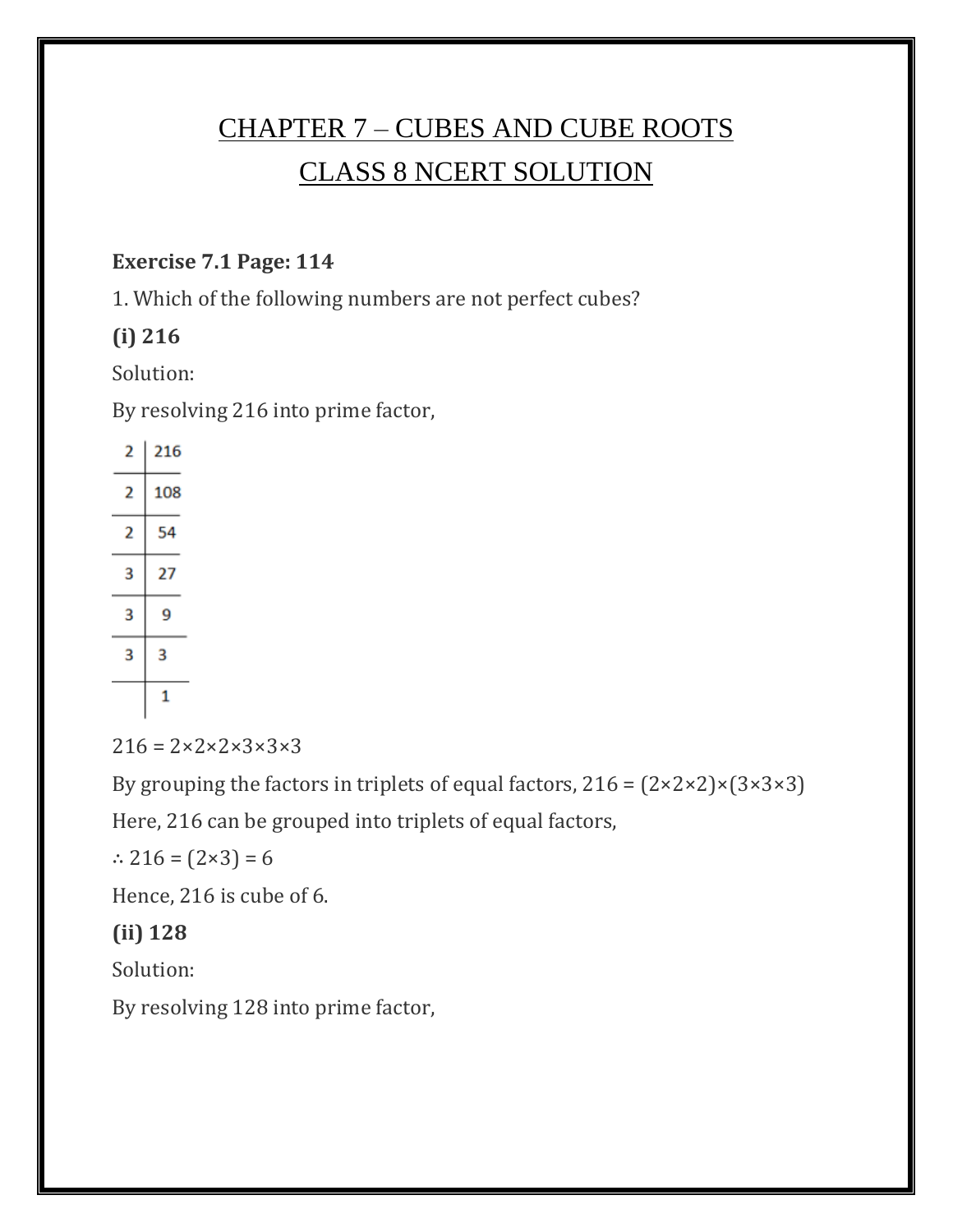# CHAPTER 7 – CUBES AND CUBE ROOTS

# CLASS 8 NCERT SOLUTION

**Exercise 7.1 Page: 114**

1. Which of the following numbers are not perfect cubes?

**(i) 216**

Solution:

By resolving 216 into prime factor,

| 2 | 216 |
|---|---|
| 2 | 108 |
| 2 | 54 |
| 3 | 27 |
| 3 | 9 |
| 3 | 3 |
| | 1 |

$216 = 2\times2\times2\times3\times3\times3$

By grouping the factors in triplets of equal factors, $216 = (2\times2\times2)\times(3\times3\times3)$

Here, 216 can be grouped into triplets of equal factors,

$\therefore 216 = (2\times3) = 6$

Hence, 216 is cube of 6.

**(ii) 128**

Solution:

By resolving 128 into prime factor,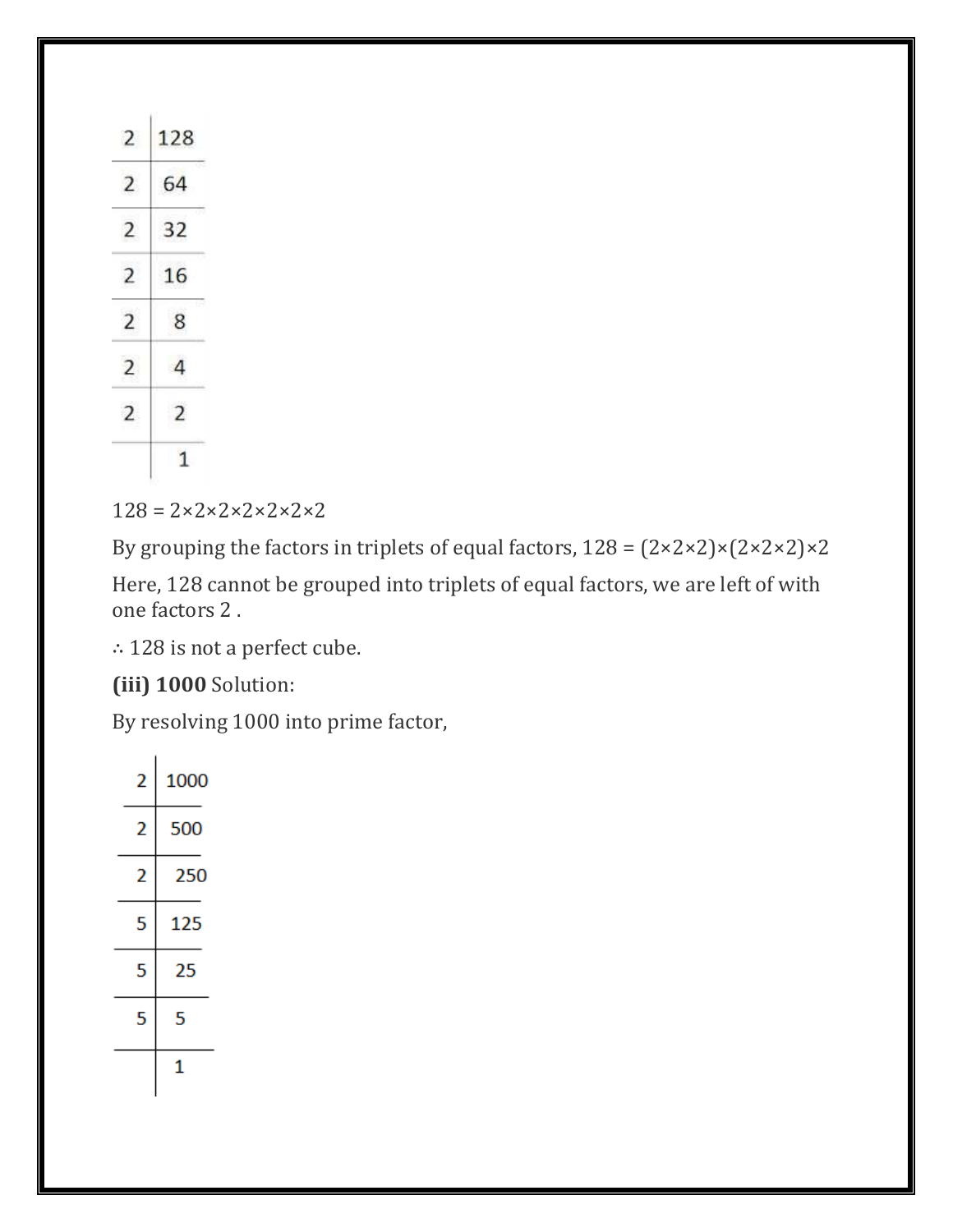| 2 | 128 |
|---|---|
| 2 | 64 |
| 2 | 32 |
| 2 | 16 |
| 2 | 8 |
| 2 | 4 |
| 2 | 2 |
|  | 1 |

128 = 2×2×2×2×2×2×2

By grouping the factors in triplets of equal factors, 128 = (2×2×2)×(2×2×2)×2

Here, 128 cannot be grouped into triplets of equal factors, we are left of with one factors 2 .

∴ 128 is not a perfect cube.

**(iii) 1000** Solution:

By resolving 1000 into prime factor,

| 2 | 1000 |
|---|---|
| 2 | 500 |
| 2 | 250 |
| 5 | 125 |
| 5 | 25 |
| 5 | 5 |
|  | 1 |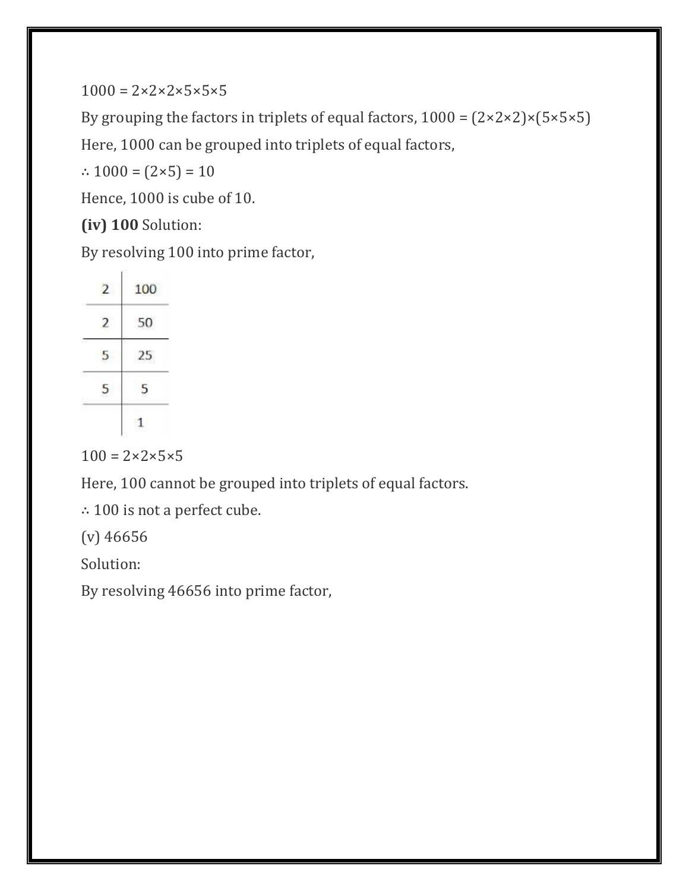$1000 = 2 \times 2 \times 2 \times 5 \times 5 \times 5$

By grouping the factors in triplets of equal factors, $1000 = (2 \times 2 \times 2) \times (5 \times 5 \times 5)$

Here, 1000 can be grouped into triplets of equal factors,

$\therefore 1000 = (2 \times 5) = 10$

Hence, 1000 is cube of 10.

**(iv) 100** Solution:

By resolving 100 into prime factor,

| 2 | 100 |
|---|---|
| 2 | 50 |
| 5 | 25 |
| 5 | 5 |
| | 1 |

$100 = 2 \times 2 \times 5 \times 5$

Here, 100 cannot be grouped into triplets of equal factors.

$\therefore$ 100 is not a perfect cube.

(v) 46656

Solution:

By resolving 46656 into prime factor,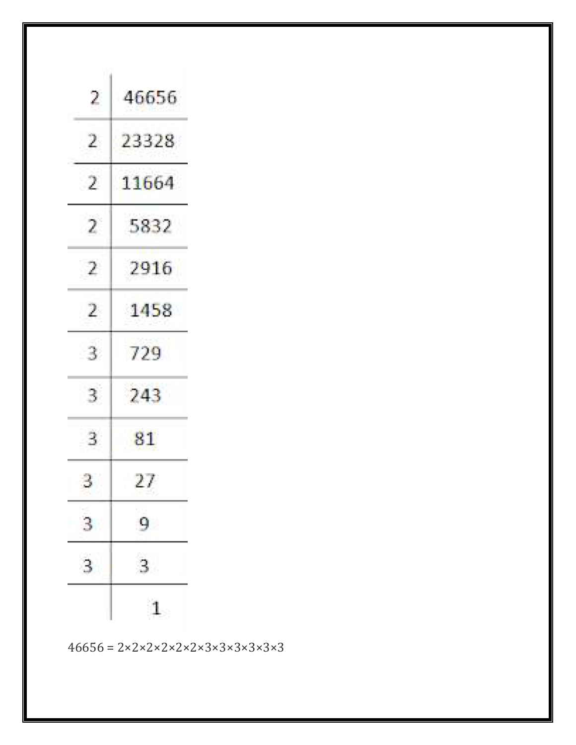| 2 | 46656 |
|---|---|
| 2 | 23328 |
| 2 | 11664 |
| 2 | 5832 |
| 2 | 2916 |
| 2 | 1458 |
| 3 | 729 |
| 3 | 243 |
| 3 | 81 |
| 3 | 27 |
| 3 | 9 |
| 3 | 3 |
|  | 1 |

$46656 = 2 \times 2 \times 2 \times 2 \times 2 \times 2 \times 3 \times 3 \times 3 \times 3 \times 3 \times 3$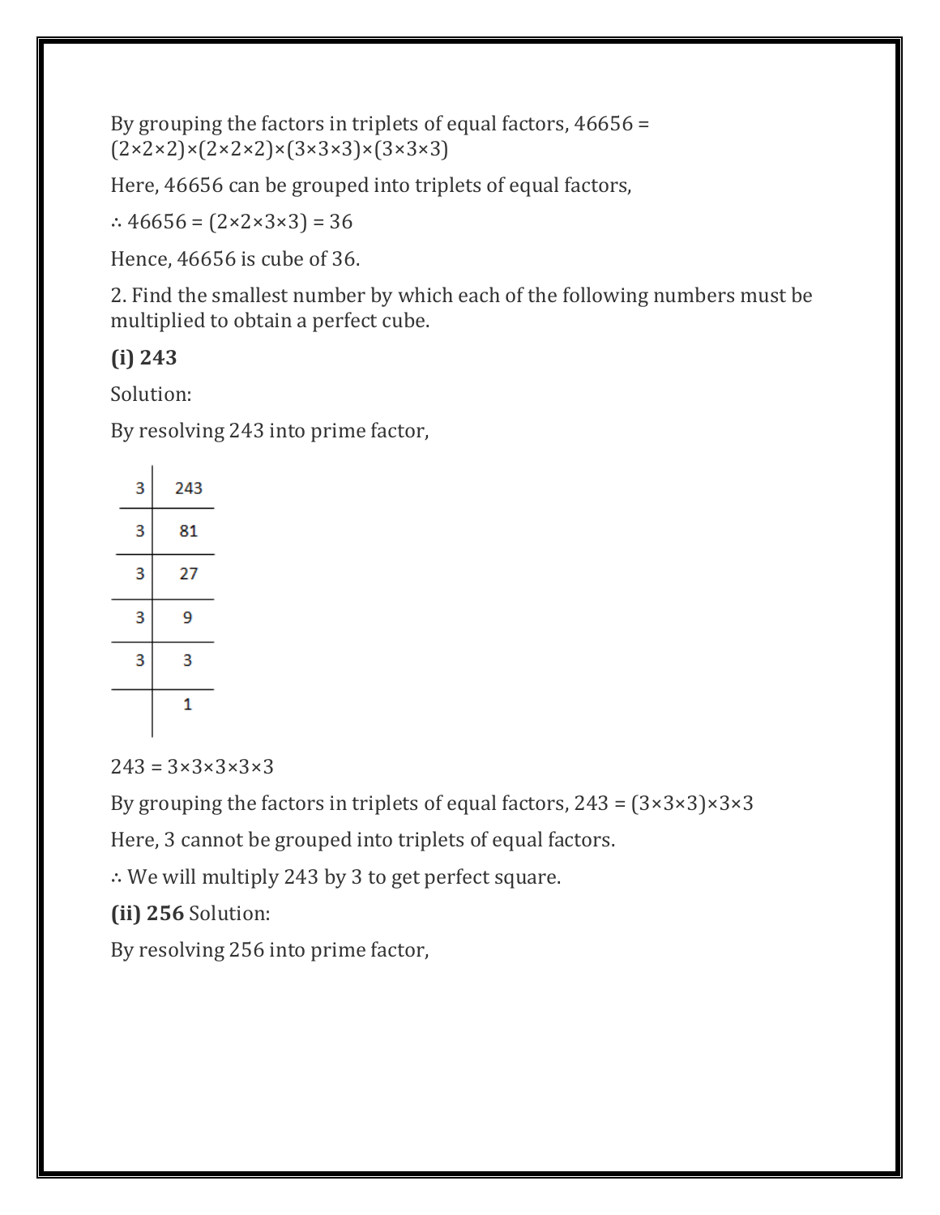By grouping the factors in triplets of equal factors, 46656 = (2×2×2)×(2×2×2)×(3×3×3)×(3×3×3)

Here, 46656 can be grouped into triplets of equal factors,

∴ 46656 = (2×2×3×3) = 36

Hence, 46656 is cube of 36.

2. Find the smallest number by which each of the following numbers must be multiplied to obtain a perfect cube.

**(i) 243**

Solution:

By resolving 243 into prime factor,

| 3 | 243 |
|---|---|
| 3 | 81 |
| 3 | 27 |
| 3 | 9 |
| 3 | 3 |
|  | 1 |

243 = 3×3×3×3×3

By grouping the factors in triplets of equal factors, 243 = (3×3×3)×3×3

Here, 3 cannot be grouped into triplets of equal factors.

∴ We will multiply 243 by 3 to get perfect square.

**(ii) 256** Solution:

By resolving 256 into prime factor,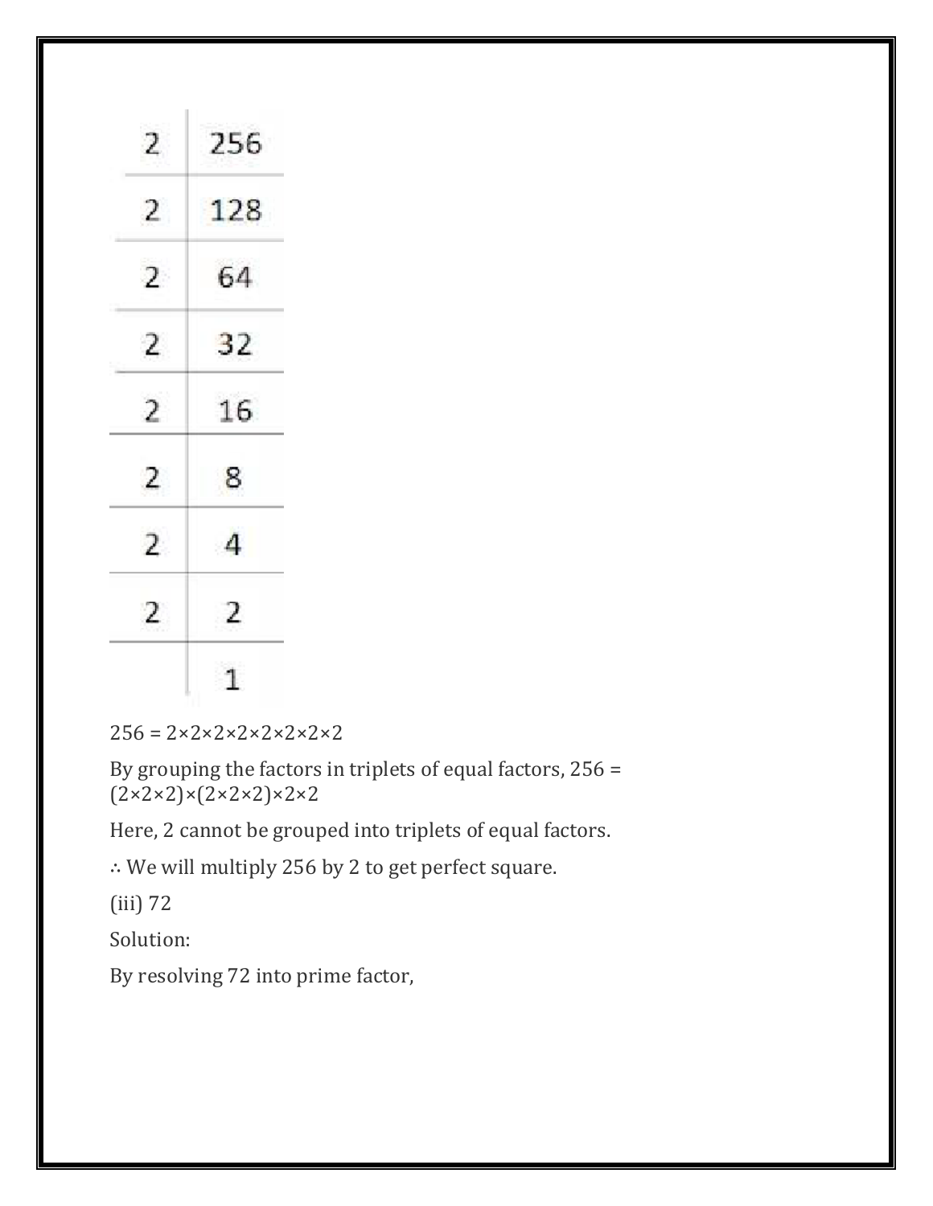| 2 | 256 |
|---|---|
| 2 | 128 |
| 2 | 64 |
| 2 | 32 |
| 2 | 16 |
| 2 | 8 |
| 2 | 4 |
| 2 | 2 |
|   | 1 |

$256 = 2\times2\times2\times2\times2\times2\times2\times2$

By grouping the factors in triplets of equal factors, $256 = (2\times2\times2)\times(2\times2\times2)\times2\times2$

Here, 2 cannot be grouped into triplets of equal factors.

∴ We will multiply 256 by 2 to get perfect square.

(iii) 72

Solution:

By resolving 72 into prime factor,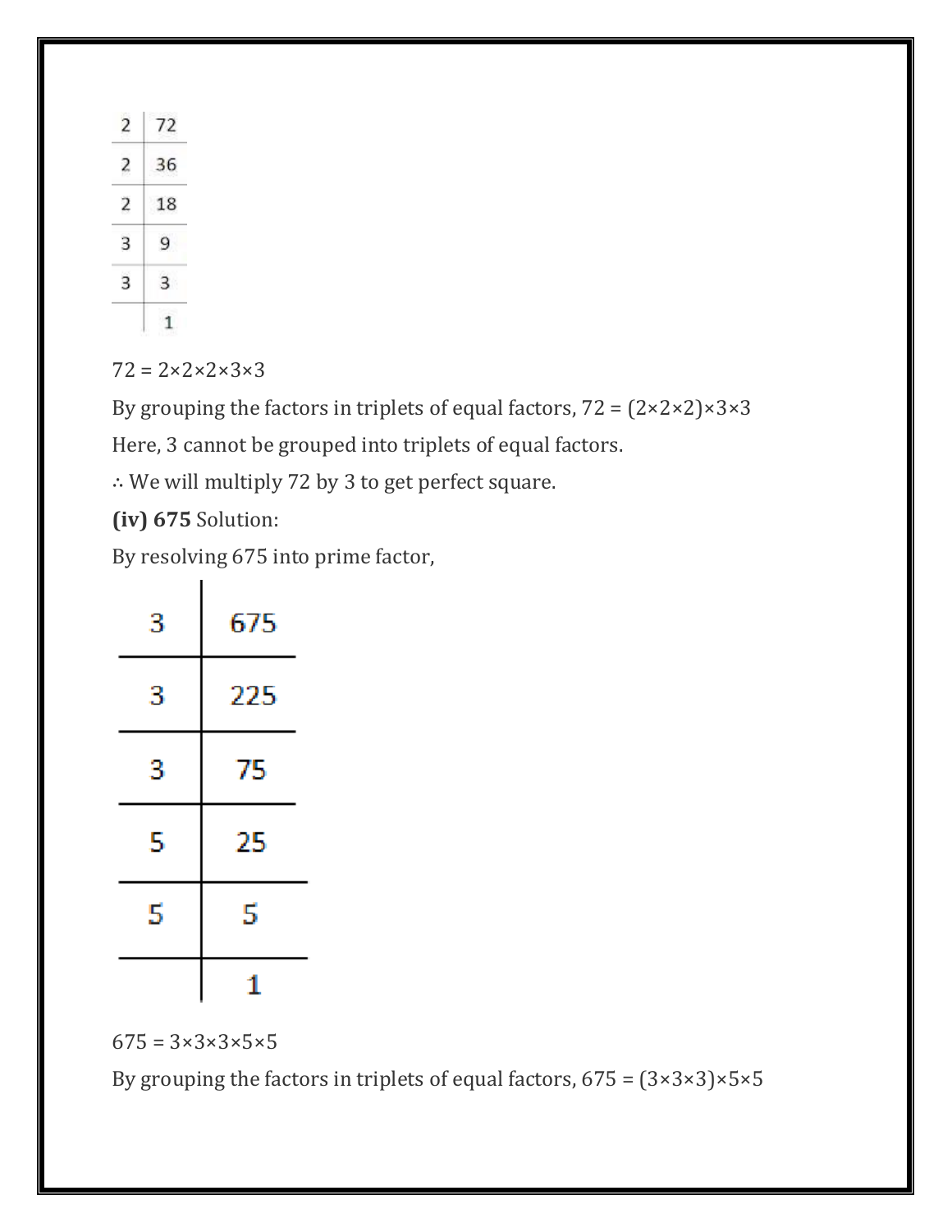| 2 | 72 |
|---|---|
| 2 | 36 |
| 2 | 18 |
| 3 | 9 |
| 3 | 3 |
|  | 1 |

72 = 2×2×2×3×3

By grouping the factors in triplets of equal factors, 72 = (2×2×2)×3×3

Here, 3 cannot be grouped into triplets of equal factors.

∴ We will multiply 72 by 3 to get perfect square.

**(iv) 675** Solution:

By resolving 675 into prime factor,

| 3 | 675 |
|---|---|
| 3 | 225 |
| 3 | 75 |
| 5 | 25 |
| 5 | 5 |
|  | 1 |

675 = 3×3×3×5×5

By grouping the factors in triplets of equal factors, 675 = (3×3×3)×5×5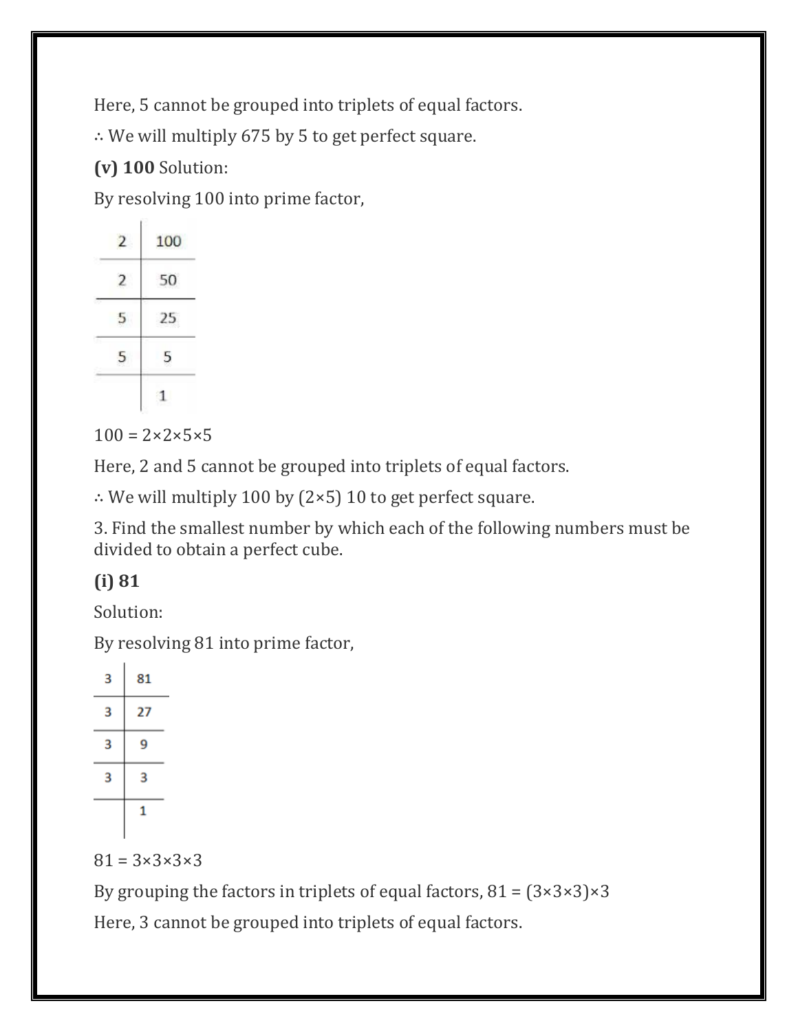Here, 5 cannot be grouped into triplets of equal factors.

∴ We will multiply 675 by 5 to get perfect square.

**(v) 100** Solution:

By resolving 100 into prime factor,

| 2 | 100 |
|---|---|
| 2 | 50 |
| 5 | 25 |
| 5 | 5 |
|  | 1 |

100 = 2×2×5×5

Here, 2 and 5 cannot be grouped into triplets of equal factors.

∴ We will multiply 100 by (2×5) 10 to get perfect square.

3. Find the smallest number by which each of the following numbers must be divided to obtain a perfect cube.

**(i) 81**

Solution:

By resolving 81 into prime factor,

| 3 | 81 |
|---|---|
| 3 | 27 |
| 3 | 9 |
| 3 | 3 |
|  | 1 |

81 = 3×3×3×3

By grouping the factors in triplets of equal factors, 81 = (3×3×3)×3

Here, 3 cannot be grouped into triplets of equal factors.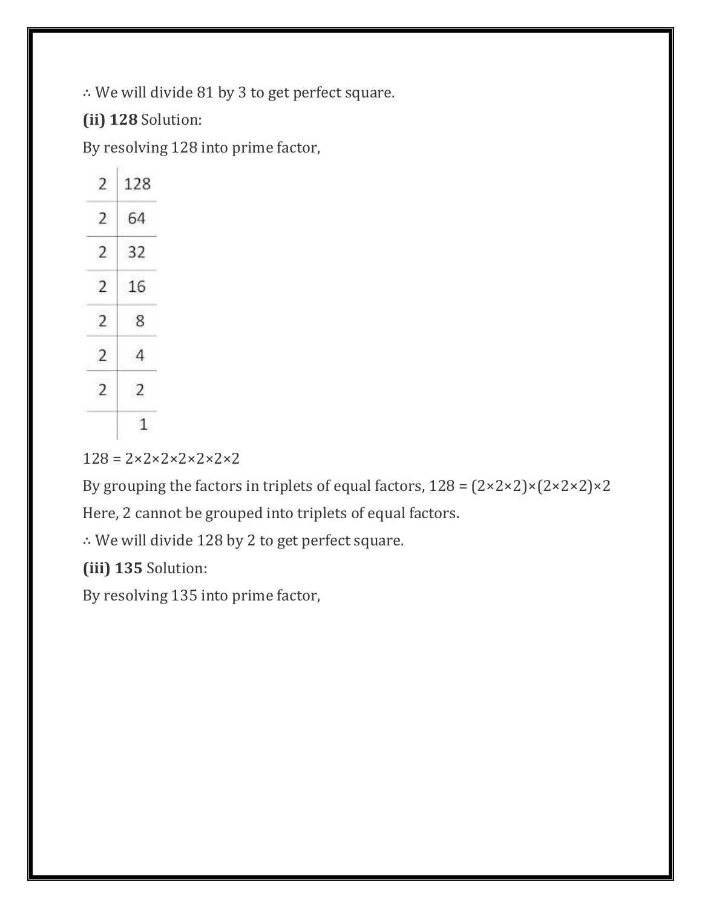∴ We will divide 81 by 3 to get perfect square.

**(ii) 128** Solution:

By resolving 128 into prime factor,

| | |
|---|---|
| 2 | 128 |
| 2 | 64 |
| 2 | 32 |
| 2 | 16 |
| 2 | 8 |
| 2 | 4 |
| 2 | 2 |
| | 1 |

128 = 2×2×2×2×2×2×2

By grouping the factors in triplets of equal factors, 128 = (2×2×2)×(2×2×2)×2

Here, 2 cannot be grouped into triplets of equal factors.

∴ We will divide 128 by 2 to get perfect square.

**(iii) 135** Solution:

By resolving 135 into prime factor,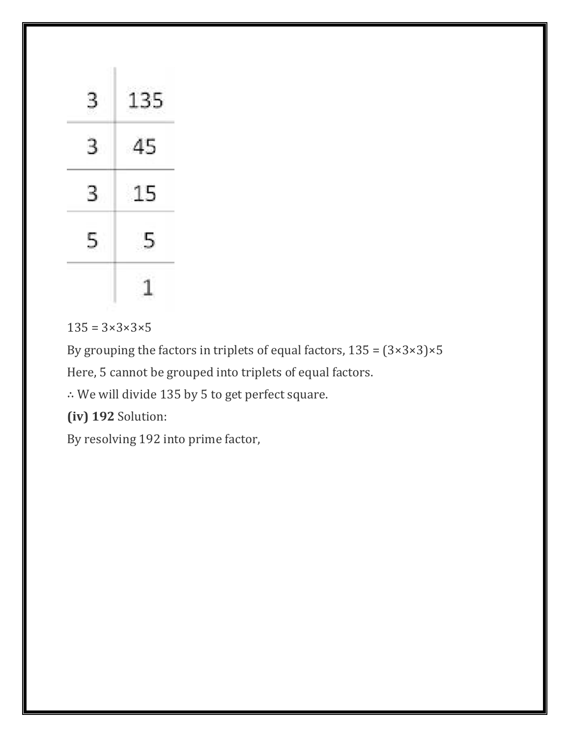| 3 | 135 |
|---|---|
| 3 | 45 |
| 3 | 15 |
| 5 | 5 |
| | 1 |

135 = 3×3×3×5

By grouping the factors in triplets of equal factors, 135 = (3×3×3)×5

Here, 5 cannot be grouped into triplets of equal factors.

∴ We will divide 135 by 5 to get perfect square.

**(iv) 192** Solution:

By resolving 192 into prime factor,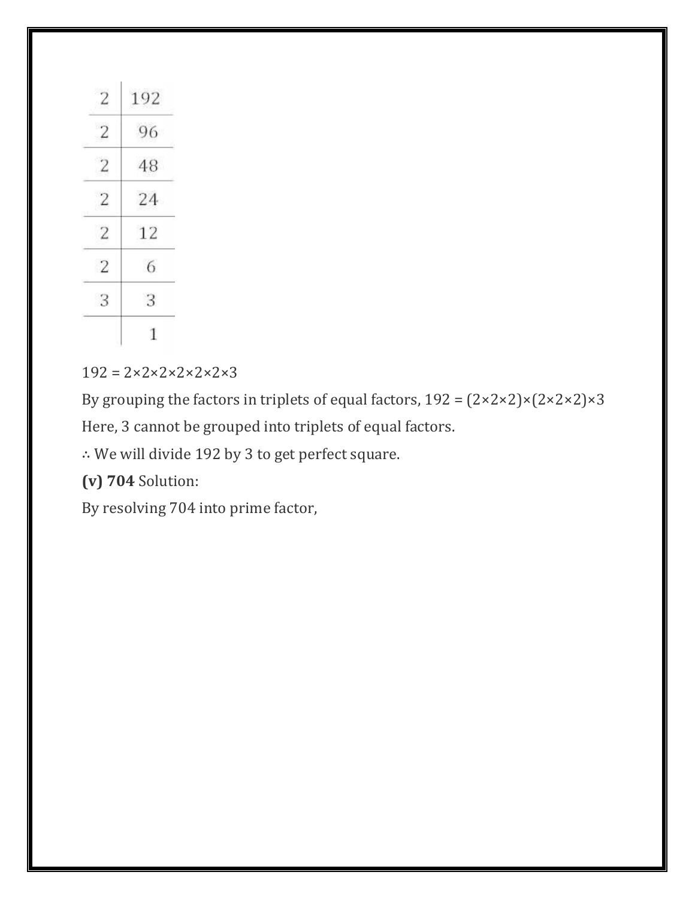| 2 | 192 |
|---|---|
| 2 | 96 |
| 2 | 48 |
| 2 | 24 |
| 2 | 12 |
| 2 | 6 |
| 3 | 3 |
|  | 1 |

192 = 2×2×2×2×2×2×3

By grouping the factors in triplets of equal factors, 192 = (2×2×2)×(2×2×2)×3

Here, 3 cannot be grouped into triplets of equal factors.

∴ We will divide 192 by 3 to get perfect square.

**(v) 704** Solution:

By resolving 704 into prime factor,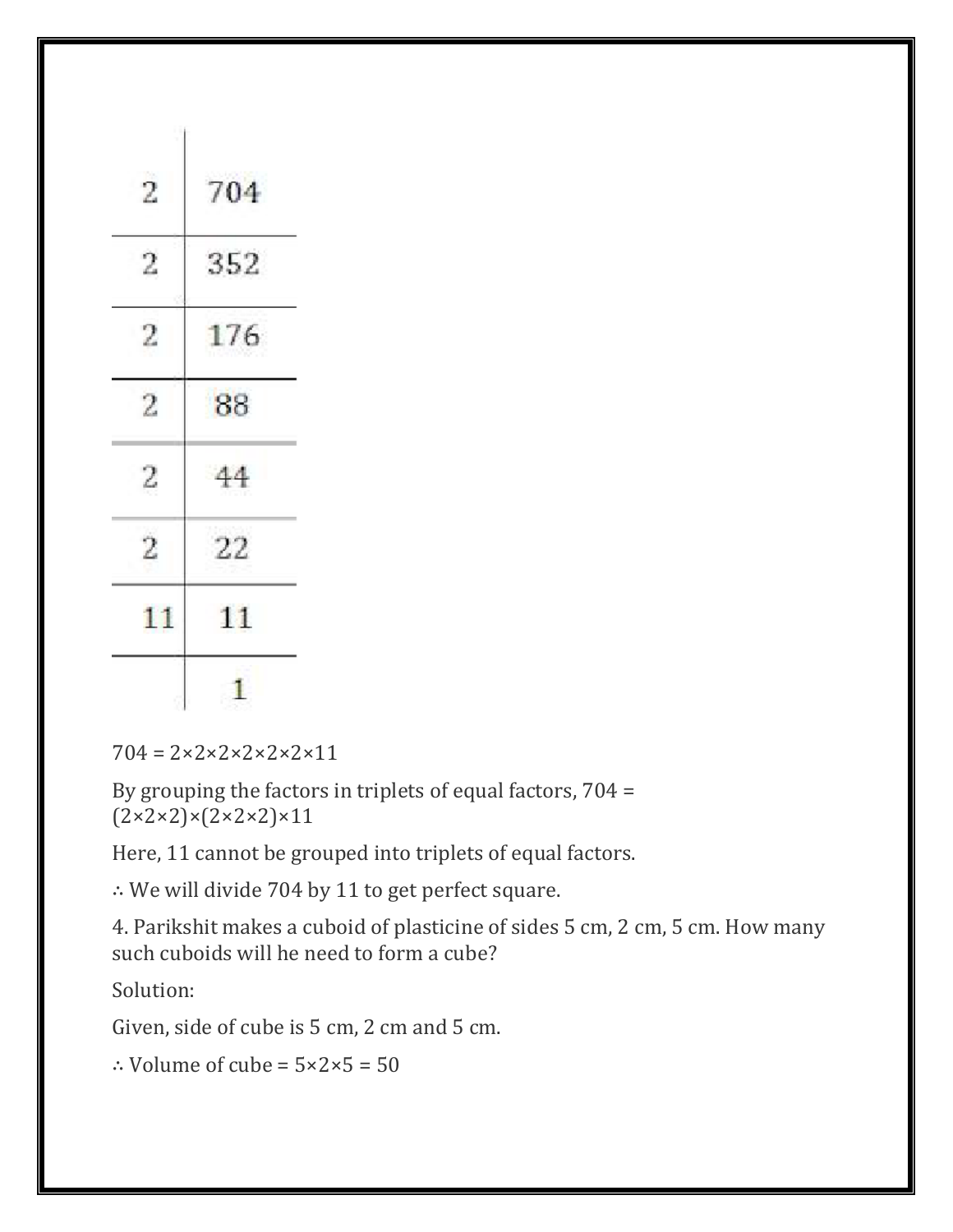| 2 | 704 |
|---|---|
| 2 | 352 |
| 2 | 176 |
| 2 | 88 |
| 2 | 44 |
| 2 | 22 |
| 11 | 11 |
|  | 1 |

704 = 2×2×2×2×2×2×11

By grouping the factors in triplets of equal factors, 704 = (2×2×2)×(2×2×2)×11

Here, 11 cannot be grouped into triplets of equal factors.

∴ We will divide 704 by 11 to get perfect square.

4. Parikshit makes a cuboid of plasticine of sides 5 cm, 2 cm, 5 cm. How many such cuboids will he need to form a cube?

Solution:

Given, side of cube is 5 cm, 2 cm and 5 cm.

∴ Volume of cube = 5×2×5 = 50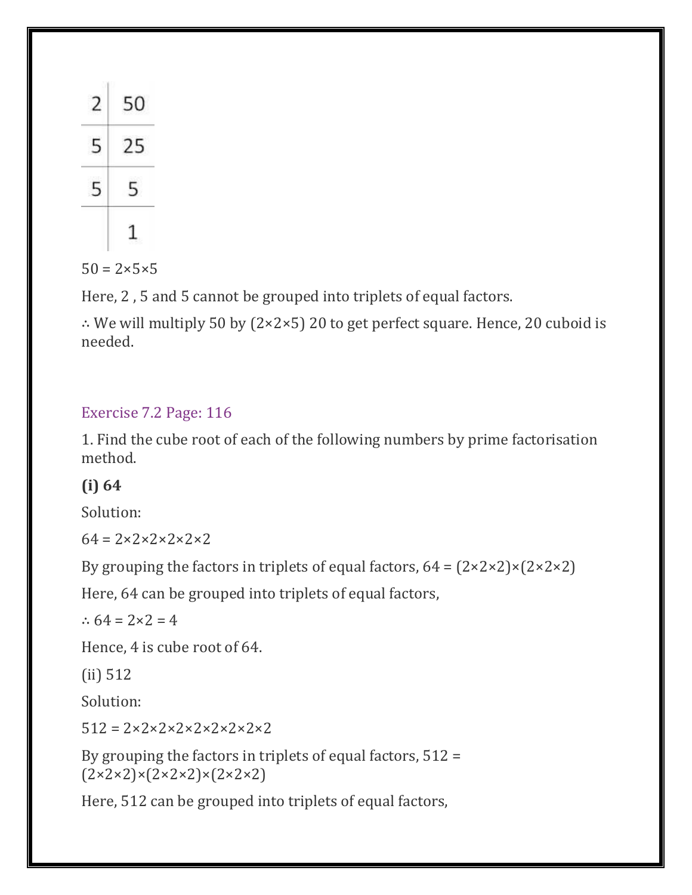| 2 | 50 |
|---|---|
| 5 | 25 |
| 5 | 5 |
|  | 1 |

50 = 2×5×5

Here, 2 , 5 and 5 cannot be grouped into triplets of equal factors.

∴ We will multiply 50 by (2×2×5) 20 to get perfect square. Hence, 20 cuboid is needed.

## Exercise 7.2 Page: 116

1. Find the cube root of each of the following numbers by prime factorisation method.

**(i) 64**

Solution:

64 = 2×2×2×2×2×2

By grouping the factors in triplets of equal factors, 64 = (2×2×2)×(2×2×2)

Here, 64 can be grouped into triplets of equal factors,

∴ 64 = 2×2 = 4

Hence, 4 is cube root of 64.

(ii) 512

Solution:

512 = 2×2×2×2×2×2×2×2×2

By grouping the factors in triplets of equal factors, 512 = (2×2×2)×(2×2×2)×(2×2×2)

Here, 512 can be grouped into triplets of equal factors,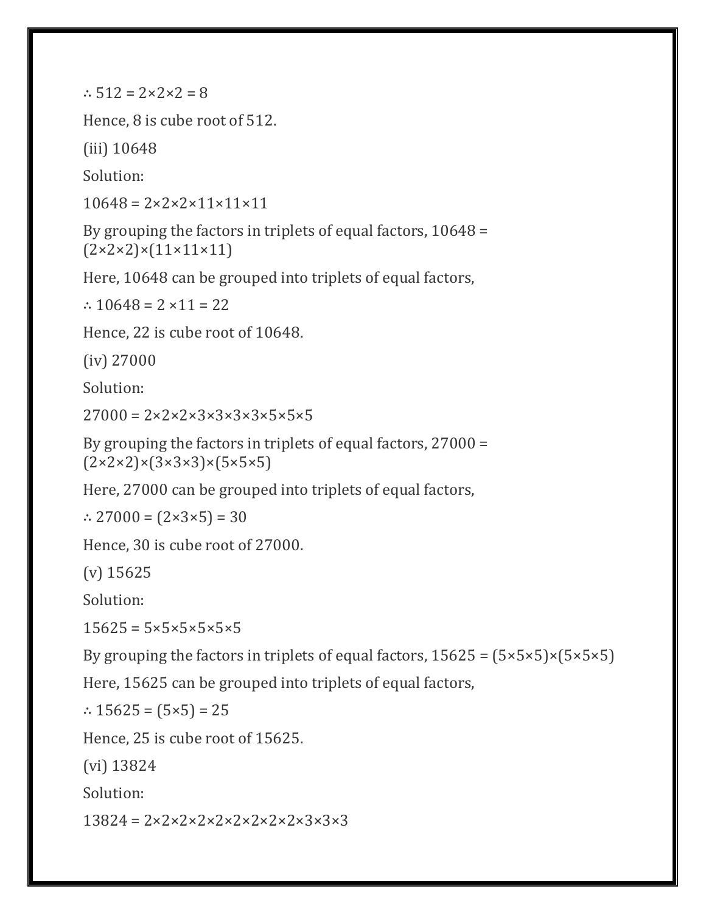∴ $512 = 2 \times 2 \times 2 = 8$

Hence, 8 is cube root of 512.

(iii) 10648

Solution:

$10648 = 2 \times 2 \times 2 \times 11 \times 11 \times 11$

By grouping the factors in triplets of equal factors, $10648 = (2 \times 2 \times 2) \times (11 \times 11 \times 11)$

Here, 10648 can be grouped into triplets of equal factors,

∴ $10648 = 2 \times 11 = 22$

Hence, 22 is cube root of 10648.

(iv) 27000

Solution:

$27000 = 2 \times 2 \times 2 \times 3 \times 3 \times 3 \times 3 \times 5 \times 5 \times 5$

By grouping the factors in triplets of equal factors, $27000 = (2 \times 2 \times 2) \times (3 \times 3 \times 3) \times (5 \times 5 \times 5)$

Here, 27000 can be grouped into triplets of equal factors,

∴ $27000 = (2 \times 3 \times 5) = 30$

Hence, 30 is cube root of 27000.

(v) 15625

Solution:

$15625 = 5 \times 5 \times 5 \times 5 \times 5 \times 5$

By grouping the factors in triplets of equal factors, $15625 = (5 \times 5 \times 5) \times (5 \times 5 \times 5)$

Here, 15625 can be grouped into triplets of equal factors,

∴ $15625 = (5 \times 5) = 25$

Hence, 25 is cube root of 15625.

(vi) 13824

Solution:

$13824 = 2 \times 2 \times 2 \times 2 \times 2 \times 2 \times 2 \times 2 \times 2 \times 3 \times 3 \times 3$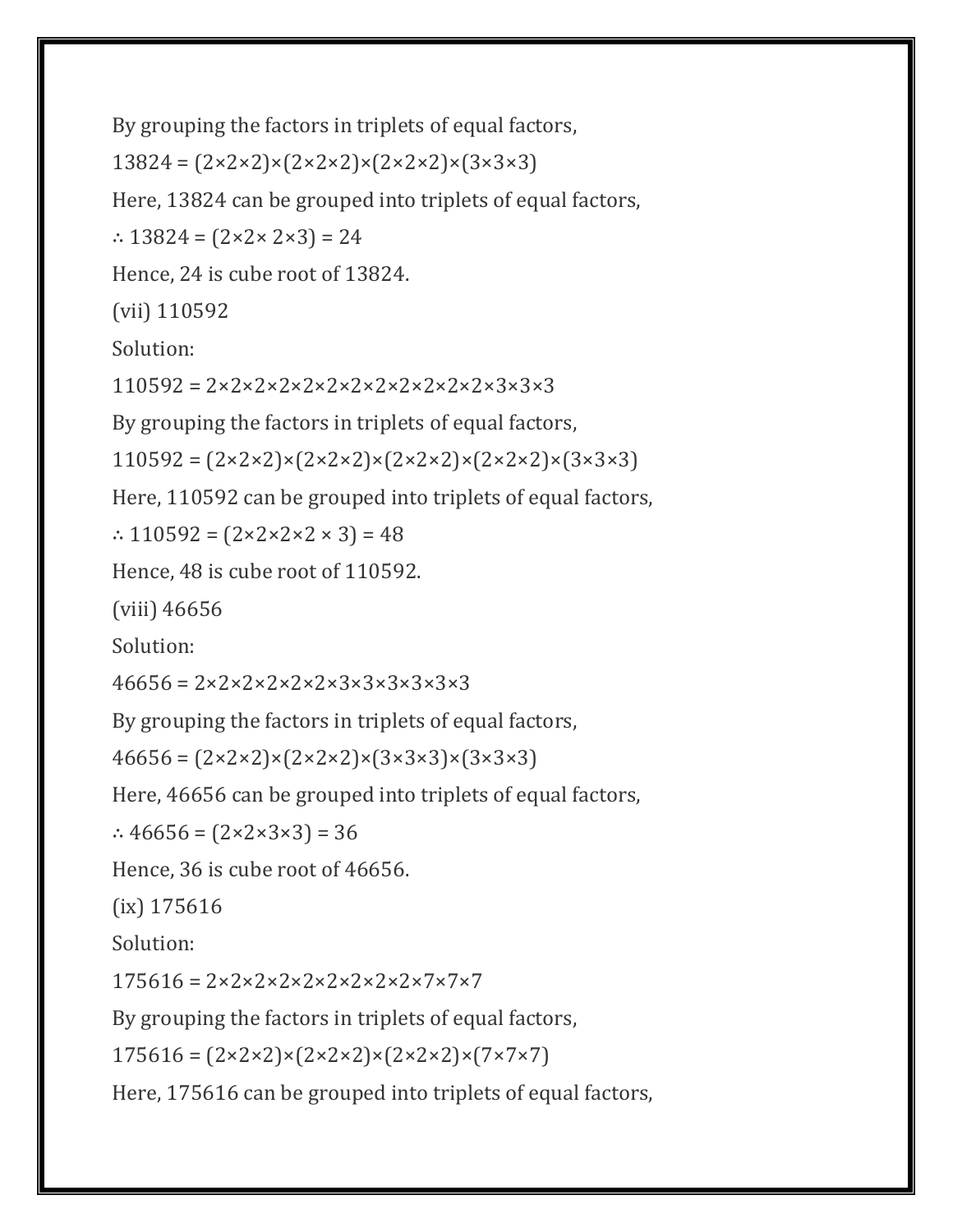By grouping the factors in triplets of equal factors,

$13824 = (2\times2\times2)\times(2\times2\times2)\times(2\times2\times2)\times(3\times3\times3)$

Here, 13824 can be grouped into triplets of equal factors,

$\therefore 13824 = (2\times2\times 2\times3) = 24$

Hence, 24 is cube root of 13824.

(vii) 110592

Solution:

$110592 = 2\times2\times2\times2\times2\times2\times2\times2\times2\times2\times2\times2\times3\times3\times3$

By grouping the factors in triplets of equal factors,

$110592 = (2\times2\times2)\times(2\times2\times2)\times(2\times2\times2)\times(2\times2\times2)\times(3\times3\times3)$

Here, 110592 can be grouped into triplets of equal factors,

$\therefore 110592 = (2\times2\times2\times2 \times 3) = 48$

Hence, 48 is cube root of 110592.

(viii) 46656

Solution:

$46656 = 2\times2\times2\times2\times2\times2\times3\times3\times3\times3\times3\times3$

By grouping the factors in triplets of equal factors,

$46656 = (2\times2\times2)\times(2\times2\times2)\times(3\times3\times3)\times(3\times3\times3)$

Here, 46656 can be grouped into triplets of equal factors,

$\therefore 46656 = (2\times2\times3\times3) = 36$

Hence, 36 is cube root of 46656.

(ix) 175616

Solution:

$175616 = 2\times2\times2\times2\times2\times2\times2\times2\times2\times7\times7\times7$

By grouping the factors in triplets of equal factors,

$175616 = (2\times2\times2)\times(2\times2\times2)\times(2\times2\times2)\times(7\times7\times7)$

Here, 175616 can be grouped into triplets of equal factors,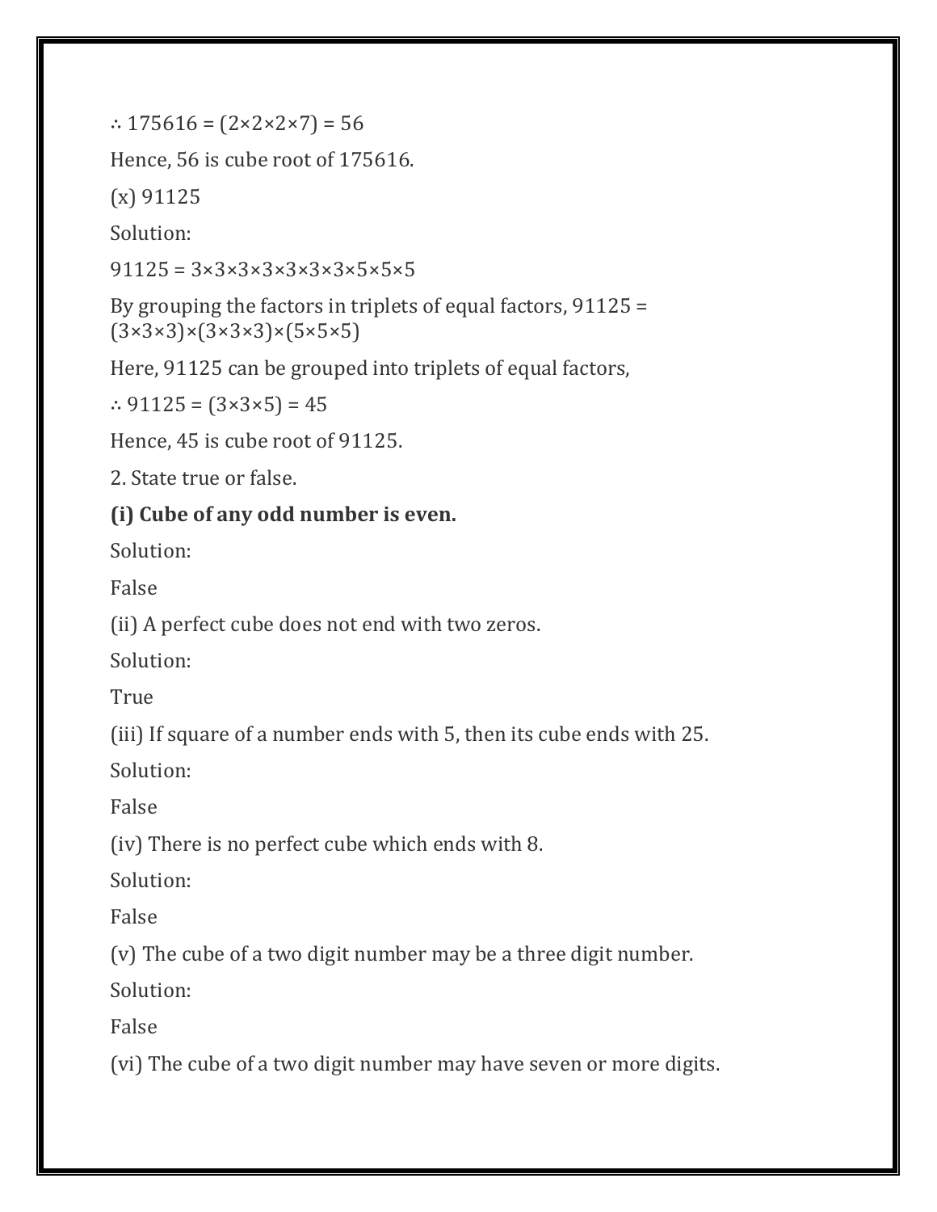$\therefore \sqrt[3]{175616} = (2\times2\times2\times7) = 56$

Hence, 56 is cube root of 175616.

(x) 91125

Solution:

$91125 = 3\times3\times3\times3\times3\times3\times5\times5\times5$

By grouping the factors in triplets of equal factors, $91125 = (3\times3\times3)\times(3\times3\times3)\times(5\times5\times5)$

Here, 91125 can be grouped into triplets of equal factors,

$\therefore \sqrt[3]{91125} = (3\times3\times5) = 45$

Hence, 45 is cube root of 91125.

2. State true or false.

**(i) Cube of any odd number is even.**

Solution:

False

(ii) A perfect cube does not end with two zeros.

Solution:

True

(iii) If square of a number ends with 5, then its cube ends with 25.

Solution:

False

(iv) There is no perfect cube which ends with 8.

Solution:

False

(v) The cube of a two digit number may be a three digit number.

Solution:

False

(vi) The cube of a two digit number may have seven or more digits.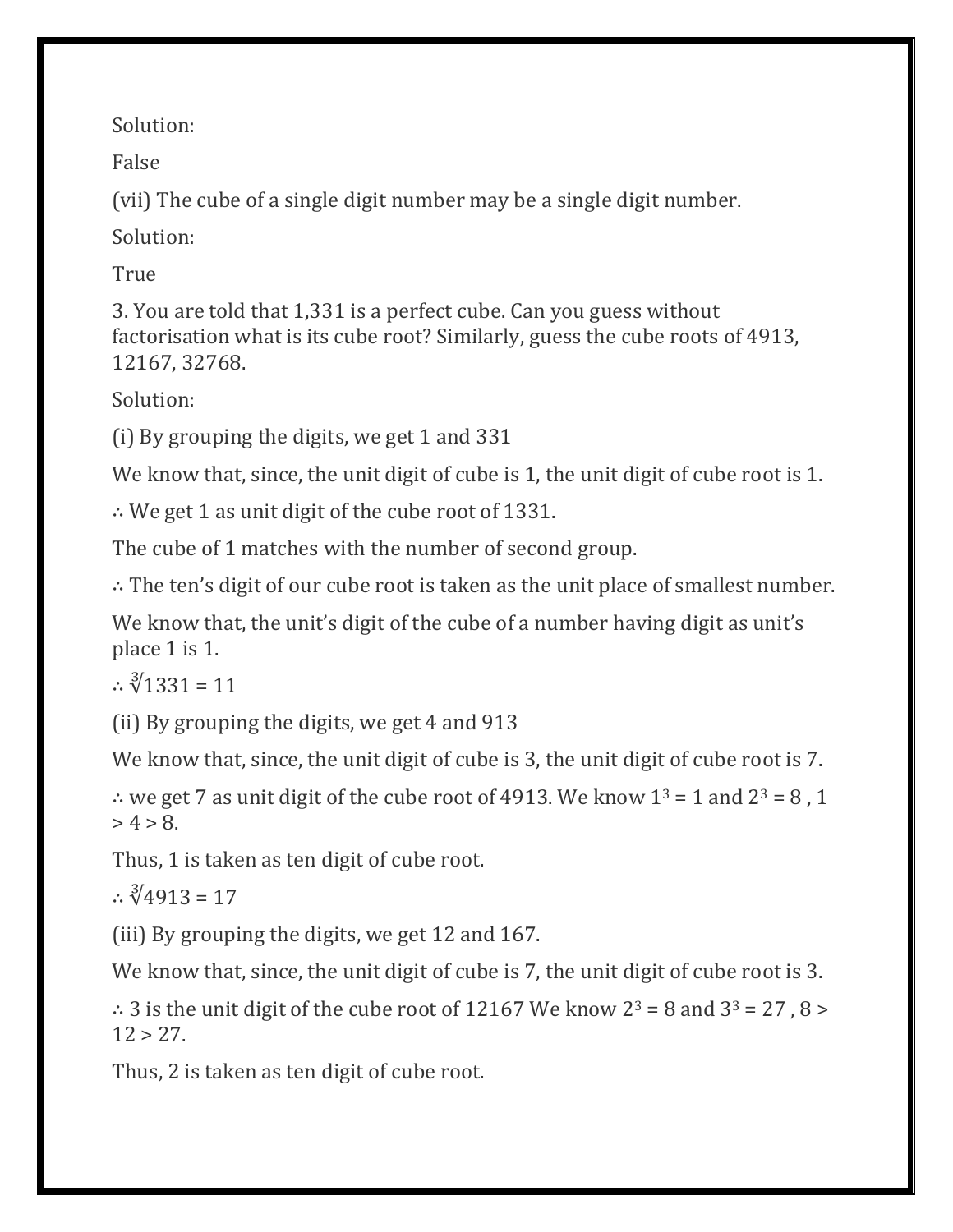Solution:

False

(vii) The cube of a single digit number may be a single digit number.

Solution:

True

3. You are told that 1,331 is a perfect cube. Can you guess without factorisation what is its cube root? Similarly, guess the cube roots of 4913, 12167, 32768.

Solution:

(i) By grouping the digits, we get 1 and 331

We know that, since, the unit digit of cube is 1, the unit digit of cube root is 1.

∴ We get 1 as unit digit of the cube root of 1331.

The cube of 1 matches with the number of second group.

∴ The ten's digit of our cube root is taken as the unit place of smallest number.

We know that, the unit's digit of the cube of a number having digit as unit's place 1 is 1.

∴ $\sqrt[3]{1331} = 11$

(ii) By grouping the digits, we get 4 and 913

We know that, since, the unit digit of cube is 3, the unit digit of cube root is 7.

∴ we get 7 as unit digit of the cube root of 4913. We know $1^3 = 1$ and $2^3 = 8$ , $1 > 4 > 8$.

Thus, 1 is taken as ten digit of cube root.

∴ $\sqrt[3]{4913} = 17$

(iii) By grouping the digits, we get 12 and 167.

We know that, since, the unit digit of cube is 7, the unit digit of cube root is 3.

∴ 3 is the unit digit of the cube root of 12167 We know $2^3 = 8$ and $3^3 = 27$ , $8 > 12 > 27$.

Thus, 2 is taken as ten digit of cube root.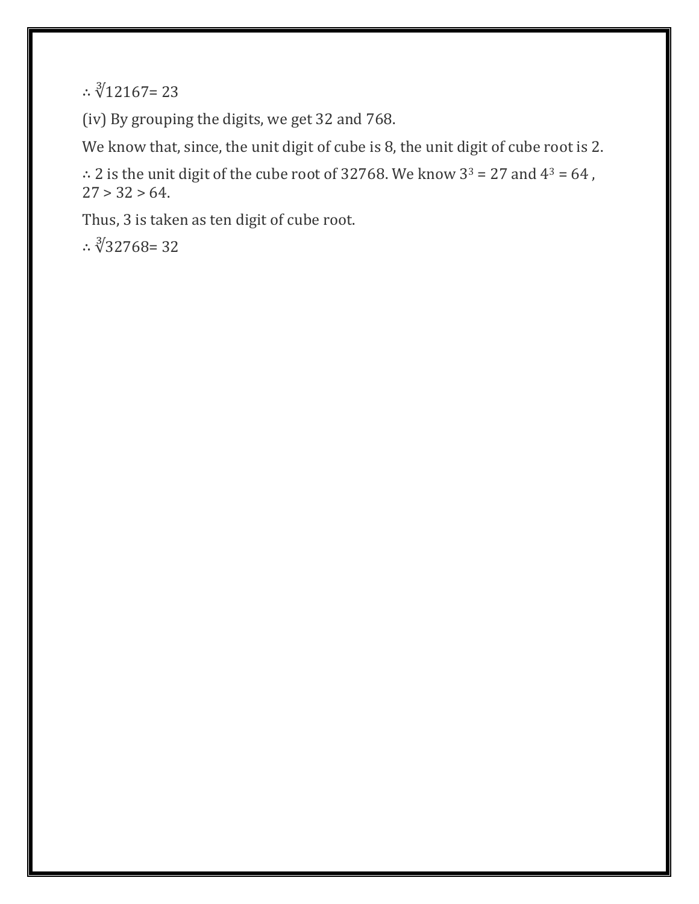$\therefore \sqrt[3]{12167} = 23$

(iv) By grouping the digits, we get 32 and 768.

We know that, since, the unit digit of cube is 8, the unit digit of cube root is 2.

$\therefore$ 2 is the unit digit of the cube root of 32768. We know $3^3 = 27$ and $4^3 = 64$, $27 > 32 > 64$.

Thus, 3 is taken as ten digit of cube root.

$\therefore \sqrt[3]{32768} = 32$